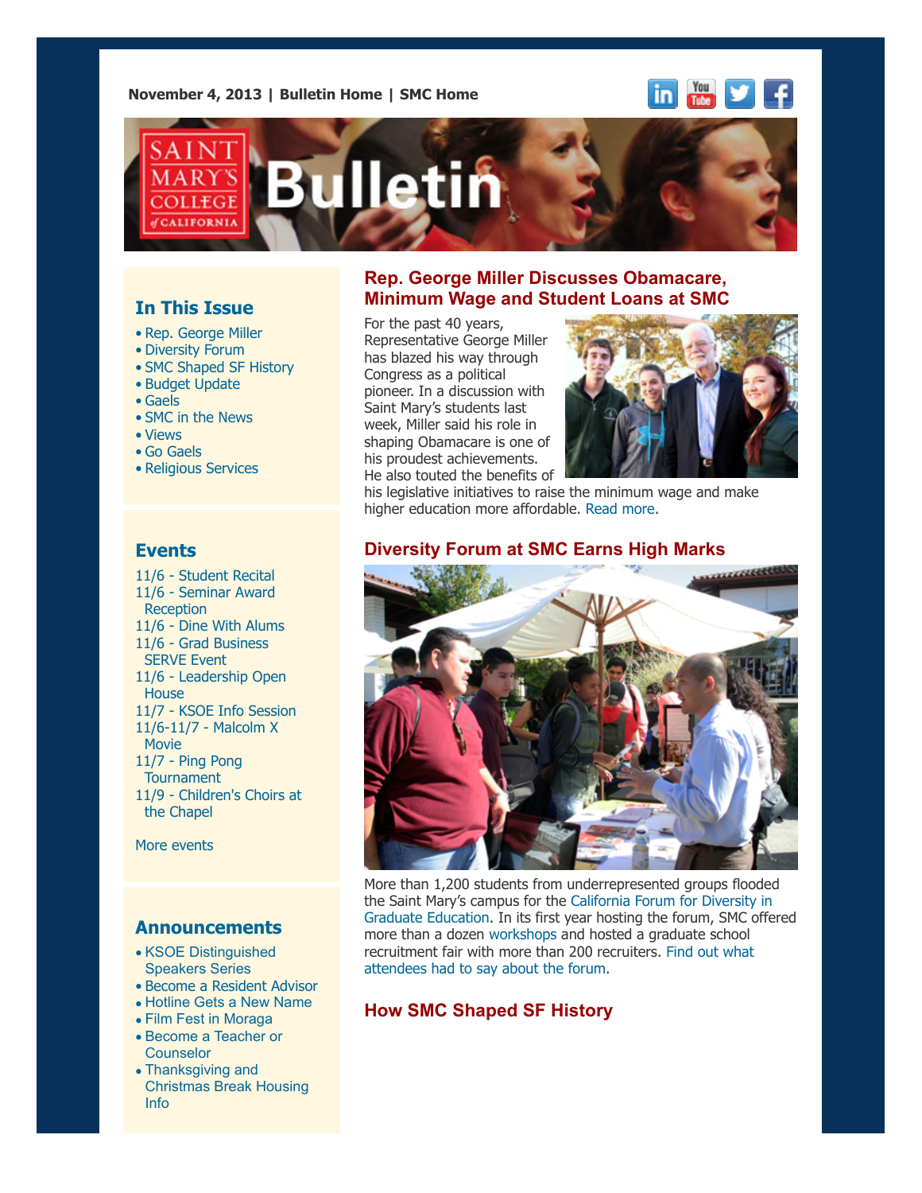November 4, 2013 | Bulletin Home | SMC Home

# Saint Mary's College of California Bulletin

## In This Issue

- Rep. George Miller
- Diversity Forum
- SMC Shaped SF History
- Budget Update
- Gaels
- SMC in the News
- Views
- Go Gaels
- Religious Services

## Events

11/6 - Student Recital
11/6 - Seminar Award Reception
11/6 - Dine With Alums
11/6 - Grad Business SERVE Event
11/6 - Leadership Open House
11/7 - KSOE Info Session
11/6-11/7 - Malcolm X Movie
11/7 - Ping Pong Tournament
11/9 - Children's Choirs at the Chapel

More events

## Announcements

- KSOE Distinguished Speakers Series
- Become a Resident Advisor
- Hotline Gets a New Name
- Film Fest in Moraga
- Become a Teacher or Counselor
- Thanksgiving and Christmas Break Housing Info

## Rep. George Miller Discusses Obamacare, Minimum Wage and Student Loans at SMC

For the past 40 years, Representative George Miller has blazed his way through Congress as a political pioneer. In a discussion with Saint Mary's students last week, Miller said his role in shaping Obamacare is one of his proudest achievements. He also touted the benefits of his legislative initiatives to raise the minimum wage and make higher education more affordable. Read more.

## Diversity Forum at SMC Earns High Marks

More than 1,200 students from underrepresented groups flooded the Saint Mary's campus for the California Forum for Diversity in Graduate Education. In its first year hosting the forum, SMC offered more than a dozen workshops and hosted a graduate school recruitment fair with more than 200 recruiters. Find out what attendees had to say about the forum.

## How SMC Shaped SF History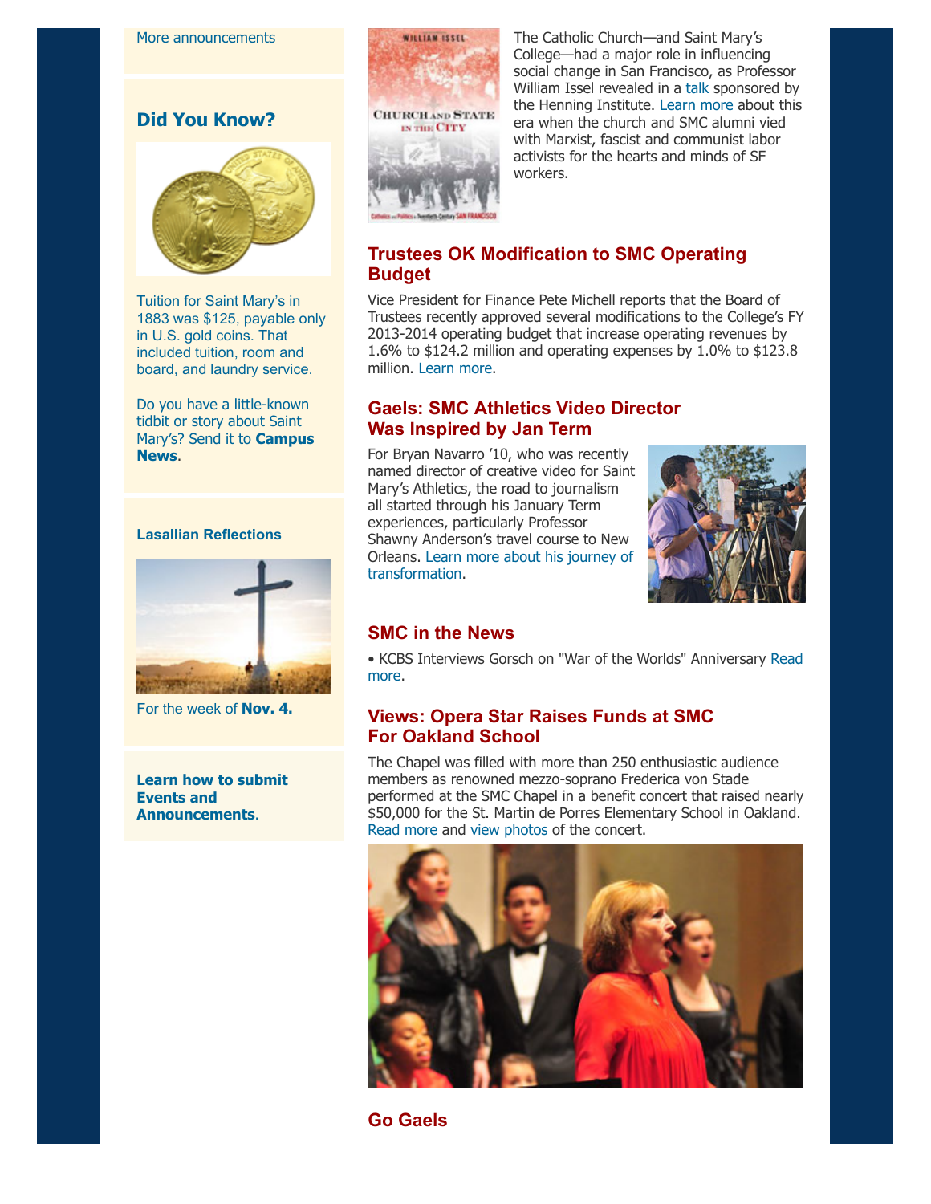More announcements

## Did You Know?

Tuition for Saint Mary's in 1883 was $125, payable only in U.S. gold coins. That included tuition, room and board, and laundry service.

Do you have a little-known tidbit or story about Saint Mary's? Send it to **Campus News**.

### Lasallian Reflections

For the week of **Nov. 4.**

**Learn how to submit Events and Announcements**.

The Catholic Church—and Saint Mary's College—had a major role in influencing social change in San Francisco, as Professor William Issel revealed in a talk sponsored by the Henning Institute. Learn more about this era when the church and SMC alumni vied with Marxist, fascist and communist labor activists for the hearts and minds of SF workers.

## Trustees OK Modification to SMC Operating Budget

Vice President for Finance Pete Michell reports that the Board of Trustees recently approved several modifications to the College's FY 2013-2014 operating budget that increase operating revenues by 1.6% to $124.2 million and operating expenses by 1.0% to $123.8 million. Learn more.

## Gaels: SMC Athletics Video Director Was Inspired by Jan Term

For Bryan Navarro '10, who was recently named director of creative video for Saint Mary's Athletics, the road to journalism all started through his January Term experiences, particularly Professor Shawny Anderson's travel course to New Orleans. Learn more about his journey of transformation.

## SMC in the News

• KCBS Interviews Gorsch on "War of the Worlds" Anniversary Read more.

## Views: Opera Star Raises Funds at SMC For Oakland School

The Chapel was filled with more than 250 enthusiastic audience members as renowned mezzo-soprano Frederica von Stade performed at the SMC Chapel in a benefit concert that raised nearly $50,000 for the St. Martin de Porres Elementary School in Oakland. Read more and view photos of the concert.

## Go Gaels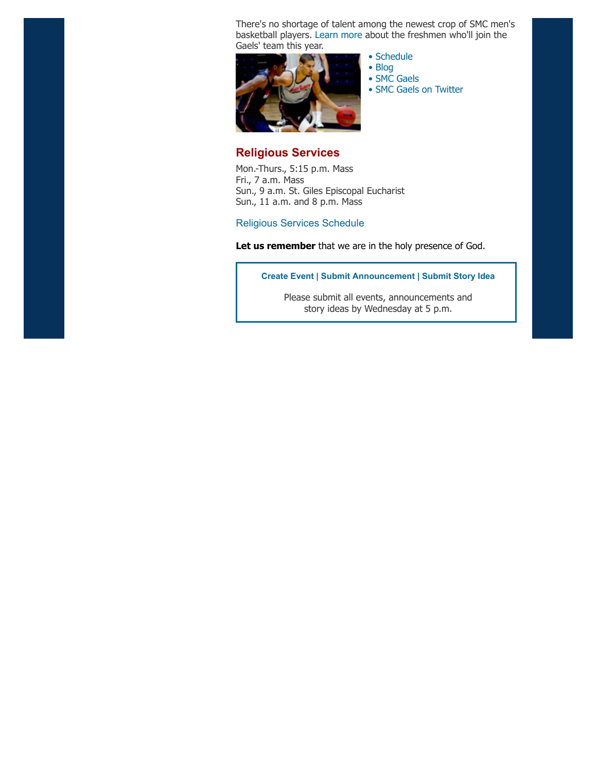There's no shortage of talent among the newest crop of SMC men's basketball players. Learn more about the freshmen who'll join the Gaels' team this year.

- Schedule
- Blog
- SMC Gaels
- SMC Gaels on Twitter

## Religious Services

Mon.-Thurs., 5:15 p.m. Mass
Fri., 7 a.m. Mass
Sun., 9 a.m. St. Giles Episcopal Eucharist
Sun., 11 a.m. and 8 p.m. Mass

Religious Services Schedule

**Let us remember** that we are in the holy presence of God.

**Create Event | Submit Announcement | Submit Story Idea**

Please submit all events, announcements and story ideas by Wednesday at 5 p.m.